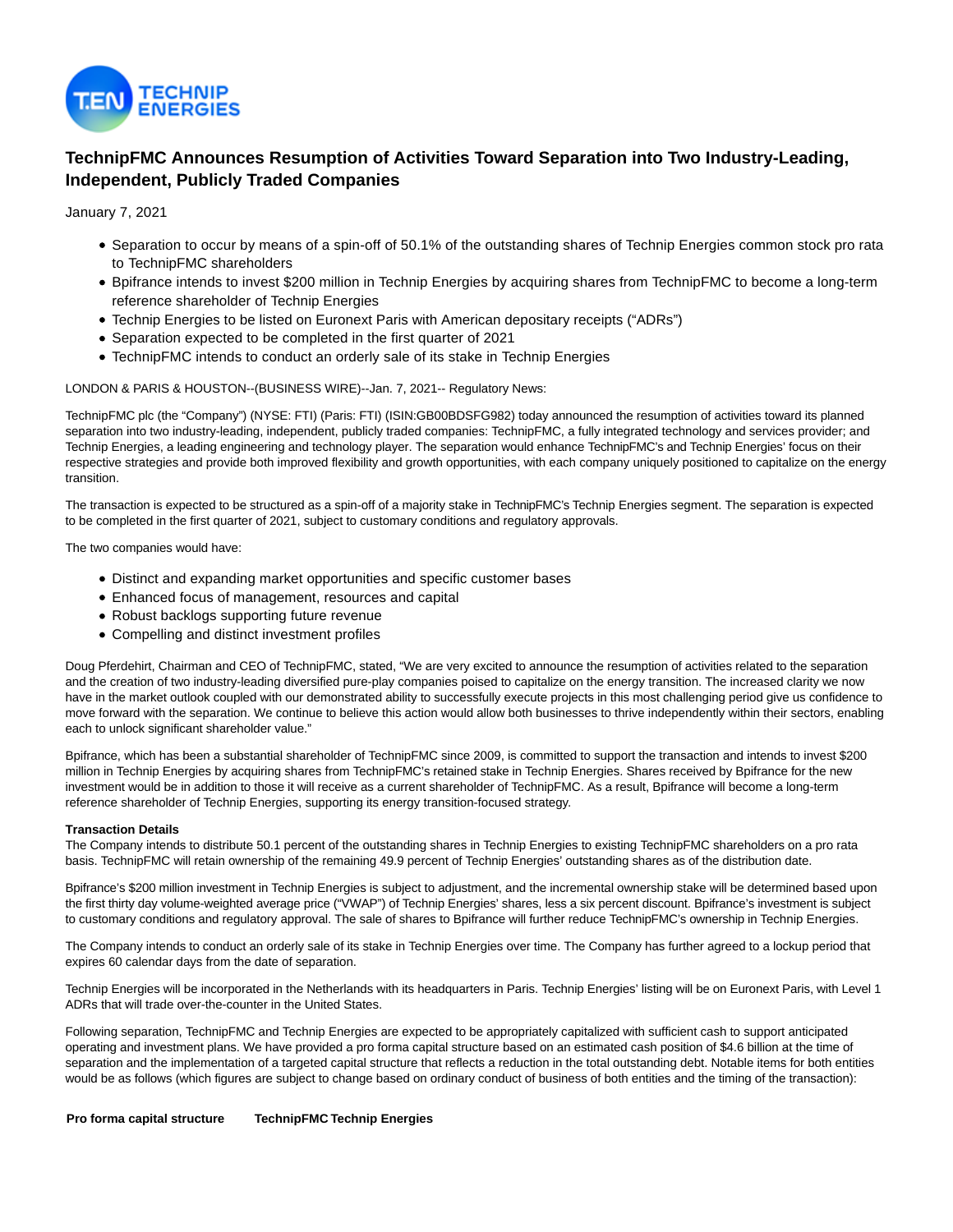# TechnipFMC Announces Resumption of Activities Toward Separation into Two Industry-Leading, Independent, Publicly Traded Companies

January 7, 2021

- Separation to occur by means of a spin-off of 50.1% of the outstanding shares of Technip Energies common stock pro rata to TechnipFMC shareholders
- Bpifrance intends to invest $200 million in Technip Energies by acquiring shares from TechnipFMC to become a long-term reference shareholder of Technip Energies
- Technip Energies to be listed on Euronext Paris with American depositary receipts ("ADRs")
- Separation expected to be completed in the first quarter of 2021
- TechnipFMC intends to conduct an orderly sale of its stake in Technip Energies

LONDON & PARIS & HOUSTON--(BUSINESS WIRE)--Jan. 7, 2021-- Regulatory News:

TechnipFMC plc (the "Company") (NYSE: FTI) (Paris: FTI) (ISIN:GB00BDSFG982) today announced the resumption of activities toward its planned separation into two industry-leading, independent, publicly traded companies: TechnipFMC, a fully integrated technology and services provider; and Technip Energies, a leading engineering and technology player. The separation would enhance TechnipFMC's and Technip Energies' focus on their respective strategies and provide both improved flexibility and growth opportunities, with each company uniquely positioned to capitalize on the energy transition.

The transaction is expected to be structured as a spin-off of a majority stake in TechnipFMC's Technip Energies segment. The separation is expected to be completed in the first quarter of 2021, subject to customary conditions and regulatory approvals.

The two companies would have:

- Distinct and expanding market opportunities and specific customer bases
- Enhanced focus of management, resources and capital
- Robust backlogs supporting future revenue
- Compelling and distinct investment profiles

Doug Pferdehirt, Chairman and CEO of TechnipFMC, stated, "We are very excited to announce the resumption of activities related to the separation and the creation of two industry-leading diversified pure-play companies poised to capitalize on the energy transition. The increased clarity we now have in the market outlook coupled with our demonstrated ability to successfully execute projects in this most challenging period give us confidence to move forward with the separation. We continue to believe this action would allow both businesses to thrive independently within their sectors, enabling each to unlock significant shareholder value."

Bpifrance, which has been a substantial shareholder of TechnipFMC since 2009, is committed to support the transaction and intends to invest $200 million in Technip Energies by acquiring shares from TechnipFMC's retained stake in Technip Energies. Shares received by Bpifrance for the new investment would be in addition to those it will receive as a current shareholder of TechnipFMC. As a result, Bpifrance will become a long-term reference shareholder of Technip Energies, supporting its energy transition-focused strategy.

**Transaction Details**

The Company intends to distribute 50.1 percent of the outstanding shares in Technip Energies to existing TechnipFMC shareholders on a pro rata basis. TechnipFMC will retain ownership of the remaining 49.9 percent of Technip Energies' outstanding shares as of the distribution date.

Bpifrance's $200 million investment in Technip Energies is subject to adjustment, and the incremental ownership stake will be determined based upon the first thirty day volume-weighted average price ("VWAP") of Technip Energies' shares, less a six percent discount. Bpifrance's investment is subject to customary conditions and regulatory approval. The sale of shares to Bpifrance will further reduce TechnipFMC's ownership in Technip Energies.

The Company intends to conduct an orderly sale of its stake in Technip Energies over time. The Company has further agreed to a lockup period that expires 60 calendar days from the date of separation.

Technip Energies will be incorporated in the Netherlands with its headquarters in Paris. Technip Energies' listing will be on Euronext Paris, with Level 1 ADRs that will trade over-the-counter in the United States.

Following separation, TechnipFMC and Technip Energies are expected to be appropriately capitalized with sufficient cash to support anticipated operating and investment plans. We have provided a pro forma capital structure based on an estimated cash position of $4.6 billion at the time of separation and the implementation of a targeted capital structure that reflects a reduction in the total outstanding debt. Notable items for both entities would be as follows (which figures are subject to change based on ordinary conduct of business of both entities and the timing of the transaction):

| Pro forma capital structure | TechnipFMC | Technip Energies |
| --- | --- | --- |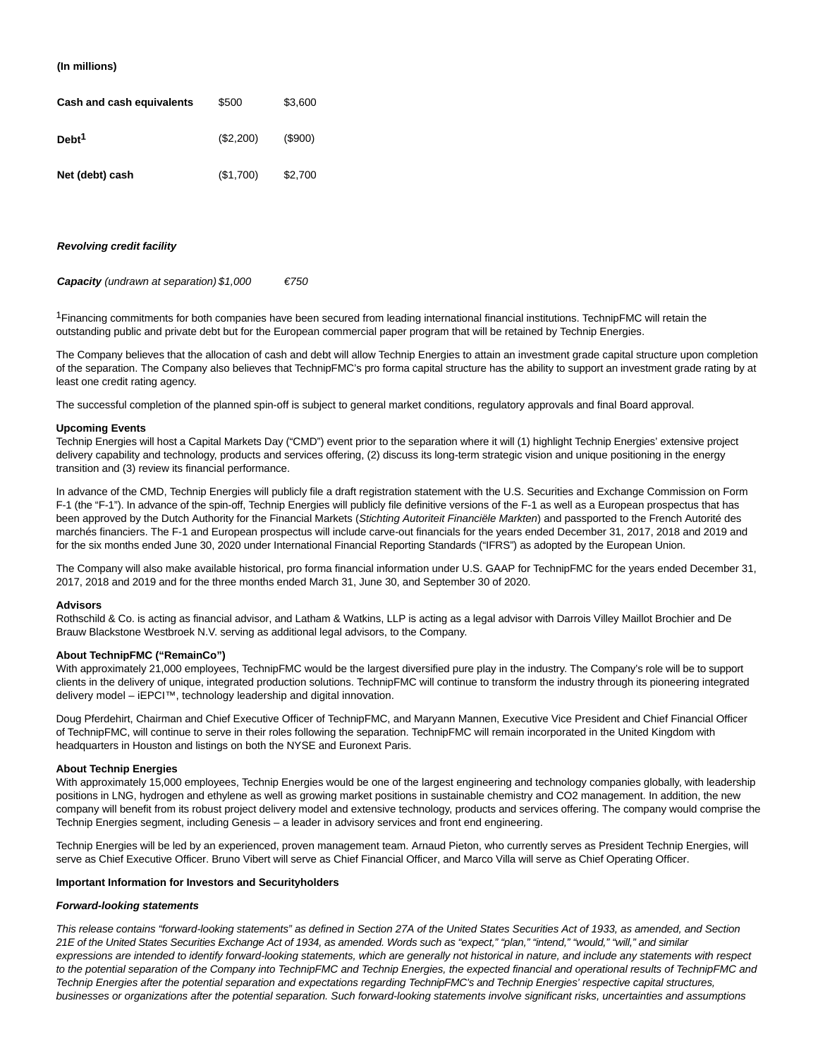| (In millions) | | |
|---|---|---|
| **Cash and cash equivalents** | $500 | $3,600 |
| **Debt**[1] | ($2,200) | ($900) |
| **Net (debt) cash** | ($1,700) | $2,700 |
| | | |
| ***Revolving credit facility*** | | |
| ***Capacity*** *(undrawn at separation)* | *$1,000* | *€750* |

[1]Financing commitments for both companies have been secured from leading international financial institutions. TechnipFMC will retain the outstanding public and private debt but for the European commercial paper program that will be retained by Technip Energies.

The Company believes that the allocation of cash and debt will allow Technip Energies to attain an investment grade capital structure upon completion of the separation. The Company also believes that TechnipFMC's pro forma capital structure has the ability to support an investment grade rating by at least one credit rating agency.

The successful completion of the planned spin-off is subject to general market conditions, regulatory approvals and final Board approval.

**Upcoming Events**

Technip Energies will host a Capital Markets Day ("CMD") event prior to the separation where it will (1) highlight Technip Energies' extensive project delivery capability and technology, products and services offering, (2) discuss its long-term strategic vision and unique positioning in the energy transition and (3) review its financial performance.

In advance of the CMD, Technip Energies will publicly file a draft registration statement with the U.S. Securities and Exchange Commission on Form F-1 (the "F-1"). In advance of the spin-off, Technip Energies will publicly file definitive versions of the F-1 as well as a European prospectus that has been approved by the Dutch Authority for the Financial Markets (*Stichting Autoriteit Financiële Markten*) and passported to the French Autorité des marchés financiers. The F-1 and European prospectus will include carve-out financials for the years ended December 31, 2017, 2018 and 2019 and for the six months ended June 30, 2020 under International Financial Reporting Standards ("IFRS") as adopted by the European Union.

The Company will also make available historical, pro forma financial information under U.S. GAAP for TechnipFMC for the years ended December 31, 2017, 2018 and 2019 and for the three months ended March 31, June 30, and September 30 of 2020.

**Advisors**

Rothschild & Co. is acting as financial advisor, and Latham & Watkins, LLP is acting as a legal advisor with Darrois Villey Maillot Brochier and De Brauw Blackstone Westbroek N.V. serving as additional legal advisors, to the Company.

**About TechnipFMC ("RemainCo")**

With approximately 21,000 employees, TechnipFMC would be the largest diversified pure play in the industry. The Company's role will be to support clients in the delivery of unique, integrated production solutions. TechnipFMC will continue to transform the industry through its pioneering integrated delivery model – iEPCI™, technology leadership and digital innovation.

Doug Pferdehirt, Chairman and Chief Executive Officer of TechnipFMC, and Maryann Mannen, Executive Vice President and Chief Financial Officer of TechnipFMC, will continue to serve in their roles following the separation. TechnipFMC will remain incorporated in the United Kingdom with headquarters in Houston and listings on both the NYSE and Euronext Paris.

**About Technip Energies**

With approximately 15,000 employees, Technip Energies would be one of the largest engineering and technology companies globally, with leadership positions in LNG, hydrogen and ethylene as well as growing market positions in sustainable chemistry and CO2 management. In addition, the new company will benefit from its robust project delivery model and extensive technology, products and services offering. The company would comprise the Technip Energies segment, including Genesis – a leader in advisory services and front end engineering.

Technip Energies will be led by an experienced, proven management team. Arnaud Pieton, who currently serves as President Technip Energies, will serve as Chief Executive Officer. Bruno Vibert will serve as Chief Financial Officer, and Marco Villa will serve as Chief Operating Officer.

**Important Information for Investors and Securityholders**

***Forward-looking statements***

*This release contains "forward-looking statements" as defined in Section 27A of the United States Securities Act of 1933, as amended, and Section 21E of the United States Securities Exchange Act of 1934, as amended. Words such as "expect," "plan," "intend," "would," "will," and similar expressions are intended to identify forward-looking statements, which are generally not historical in nature, and include any statements with respect to the potential separation of the Company into TechnipFMC and Technip Energies, the expected financial and operational results of TechnipFMC and Technip Energies after the potential separation and expectations regarding TechnipFMC's and Technip Energies' respective capital structures, businesses or organizations after the potential separation. Such forward-looking statements involve significant risks, uncertainties and assumptions*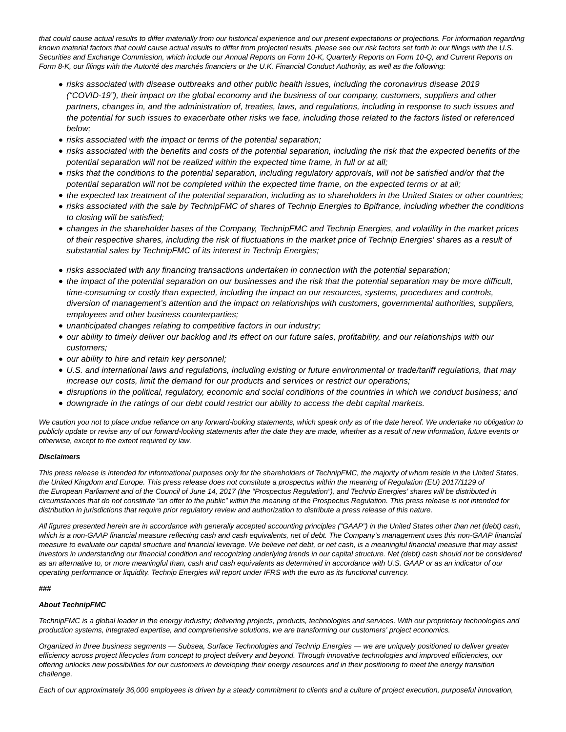*that could cause actual results to differ materially from our historical experience and our present expectations or projections. For information regarding known material factors that could cause actual results to differ from projected results, please see our risk factors set forth in our filings with the U.S. Securities and Exchange Commission, which include our Annual Reports on Form 10-K, Quarterly Reports on Form 10-Q, and Current Reports on Form 8-K, our filings with the Autorité des marchés financiers or the U.K. Financial Conduct Authority, as well as the following:*

- *risks associated with disease outbreaks and other public health issues, including the coronavirus disease 2019 ("COVID-19"), their impact on the global economy and the business of our company, customers, suppliers and other partners, changes in, and the administration of, treaties, laws, and regulations, including in response to such issues and the potential for such issues to exacerbate other risks we face, including those related to the factors listed or referenced below;*
- *risks associated with the impact or terms of the potential separation;*
- *risks associated with the benefits and costs of the potential separation, including the risk that the expected benefits of the potential separation will not be realized within the expected time frame, in full or at all;*
- *risks that the conditions to the potential separation, including regulatory approvals, will not be satisfied and/or that the potential separation will not be completed within the expected time frame, on the expected terms or at all;*
- *the expected tax treatment of the potential separation, including as to shareholders in the United States or other countries;*
- *risks associated with the sale by TechnipFMC of shares of Technip Energies to Bpifrance, including whether the conditions to closing will be satisfied;*
- *changes in the shareholder bases of the Company, TechnipFMC and Technip Energies, and volatility in the market prices of their respective shares, including the risk of fluctuations in the market price of Technip Energies' shares as a result of substantial sales by TechnipFMC of its interest in Technip Energies;*
- *risks associated with any financing transactions undertaken in connection with the potential separation;*
- *the impact of the potential separation on our businesses and the risk that the potential separation may be more difficult, time-consuming or costly than expected, including the impact on our resources, systems, procedures and controls, diversion of management's attention and the impact on relationships with customers, governmental authorities, suppliers, employees and other business counterparties;*
- *unanticipated changes relating to competitive factors in our industry;*
- *our ability to timely deliver our backlog and its effect on our future sales, profitability, and our relationships with our customers;*
- *our ability to hire and retain key personnel;*
- *U.S. and international laws and regulations, including existing or future environmental or trade/tariff regulations, that may increase our costs, limit the demand for our products and services or restrict our operations;*
- *disruptions in the political, regulatory, economic and social conditions of the countries in which we conduct business; and*
- *downgrade in the ratings of our debt could restrict our ability to access the debt capital markets.*

*We caution you not to place undue reliance on any forward-looking statements, which speak only as of the date hereof. We undertake no obligation to publicly update or revise any of our forward-looking statements after the date they are made, whether as a result of new information, future events or otherwise, except to the extent required by law.*

***Disclaimers***

*This press release is intended for informational purposes only for the shareholders of TechnipFMC, the majority of whom reside in the United States, the United Kingdom and Europe. This press release does not constitute a prospectus within the meaning of Regulation (EU) 2017/1129 of the European Parliament and of the Council of June 14, 2017 (the "Prospectus Regulation"), and Technip Energies' shares will be distributed in circumstances that do not constitute "an offer to the public" within the meaning of the Prospectus Regulation. This press release is not intended for distribution in jurisdictions that require prior regulatory review and authorization to distribute a press release of this nature.*

*All figures presented herein are in accordance with generally accepted accounting principles ("GAAP") in the United States other than net (debt) cash, which is a non-GAAP financial measure reflecting cash and cash equivalents, net of debt. The Company's management uses this non-GAAP financial measure to evaluate our capital structure and financial leverage. We believe net debt, or net cash, is a meaningful financial measure that may assist investors in understanding our financial condition and recognizing underlying trends in our capital structure. Net (debt) cash should not be considered as an alternative to, or more meaningful than, cash and cash equivalents as determined in accordance with U.S. GAAP or as an indicator of our operating performance or liquidity. Technip Energies will report under IFRS with the euro as its functional currency.*

***###***

***About TechnipFMC***

*TechnipFMC is a global leader in the energy industry; delivering projects, products, technologies and services. With our proprietary technologies and production systems, integrated expertise, and comprehensive solutions, we are transforming our customers' project economics.*

*Organized in three business segments — Subsea, Surface Technologies and Technip Energies — we are uniquely positioned to deliver greater efficiency across project lifecycles from concept to project delivery and beyond. Through innovative technologies and improved efficiencies, our offering unlocks new possibilities for our customers in developing their energy resources and in their positioning to meet the energy transition challenge.*

*Each of our approximately 36,000 employees is driven by a steady commitment to clients and a culture of project execution, purposeful innovation,*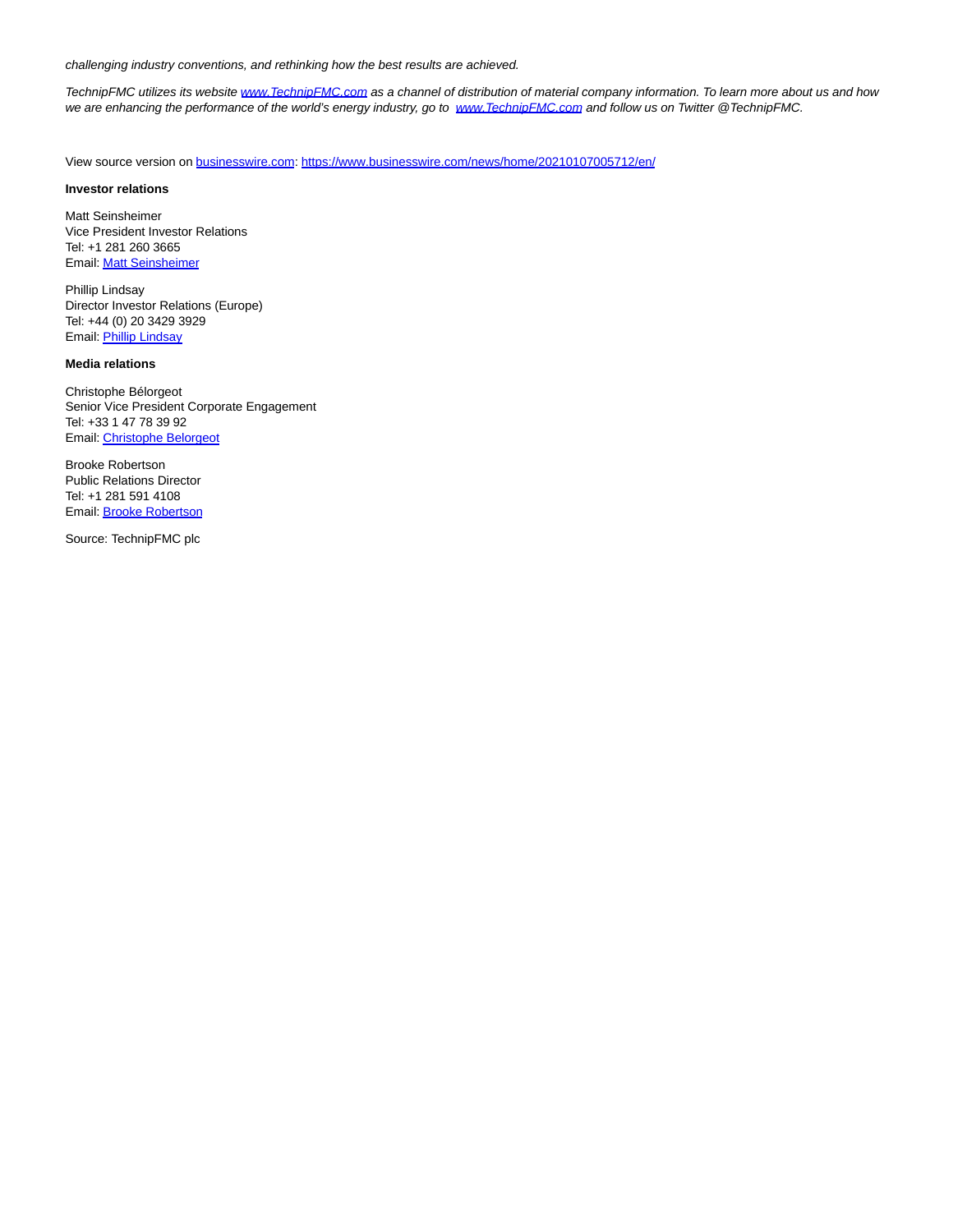*challenging industry conventions, and rethinking how the best results are achieved.*

*TechnipFMC utilizes its website [www.TechnipFMC.com](http://www.TechnipFMC.com) as a channel of distribution of material company information. To learn more about us and how we are enhancing the performance of the world's energy industry, go to [www.TechnipFMC.com](http://www.TechnipFMC.com) and follow us on Twitter @TechnipFMC.*

View source version on businesswire.com: https://www.businesswire.com/news/home/20210107005712/en/

**Investor relations**

Matt Seinsheimer
Vice President Investor Relations
Tel: +1 281 260 3665
Email: Matt Seinsheimer

Phillip Lindsay
Director Investor Relations (Europe)
Tel: +44 (0) 20 3429 3929
Email: Phillip Lindsay

**Media relations**

Christophe Bélorgeot
Senior Vice President Corporate Engagement
Tel: +33 1 47 78 39 92
Email: Christophe Belorgeot

Brooke Robertson
Public Relations Director
Tel: +1 281 591 4108
Email: Brooke Robertson

Source: TechnipFMC plc